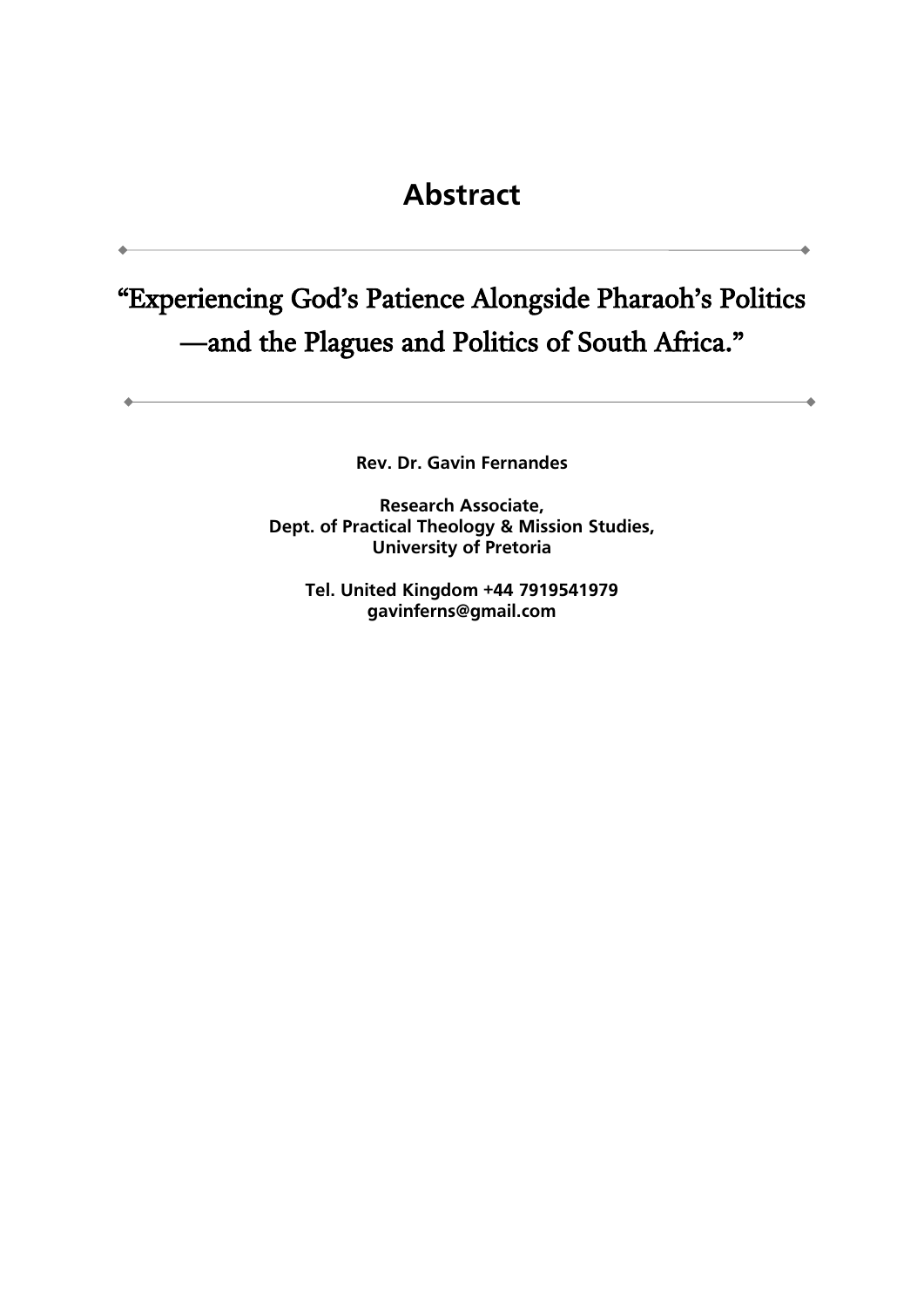## Abstract

# “Experiencing God’s Patience Alongside Pharaoh’s Politics —and the Plagues and Politics of South Africa.”

**Rev. Dr. Gavin Fernandes**

**Research Associate,**
**Dept. of Practical Theology & Mission Studies,**
**University of Pretoria**

**Tel. United Kingdom +44 7919541979**
**gavinferns@gmail.com**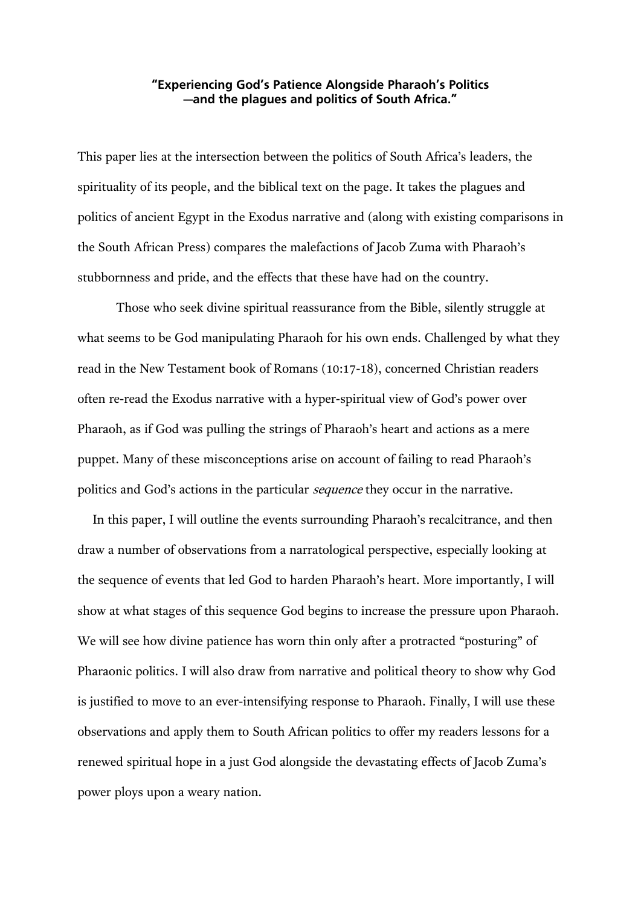**"Experiencing God's Patience Alongside Pharaoh's Politics —and the plagues and politics of South Africa."**

This paper lies at the intersection between the politics of South Africa's leaders, the spirituality of its people, and the biblical text on the page. It takes the plagues and politics of ancient Egypt in the Exodus narrative and (along with existing comparisons in the South African Press) compares the malefactions of Jacob Zuma with Pharaoh's stubbornness and pride, and the effects that these have had on the country.

Those who seek divine spiritual reassurance from the Bible, silently struggle at what seems to be God manipulating Pharaoh for his own ends. Challenged by what they read in the New Testament book of Romans (10:17-18), concerned Christian readers often re-read the Exodus narrative with a hyper-spiritual view of God's power over Pharaoh, as if God was pulling the strings of Pharaoh's heart and actions as a mere puppet. Many of these misconceptions arise on account of failing to read Pharaoh's politics and God's actions in the particular *sequence* they occur in the narrative.

In this paper, I will outline the events surrounding Pharaoh's recalcitrance, and then draw a number of observations from a narratological perspective, especially looking at the sequence of events that led God to harden Pharaoh's heart. More importantly, I will show at what stages of this sequence God begins to increase the pressure upon Pharaoh. We will see how divine patience has worn thin only after a protracted "posturing" of Pharaonic politics. I will also draw from narrative and political theory to show why God is justified to move to an ever-intensifying response to Pharaoh. Finally, I will use these observations and apply them to South African politics to offer my readers lessons for a renewed spiritual hope in a just God alongside the devastating effects of Jacob Zuma's power ploys upon a weary nation.